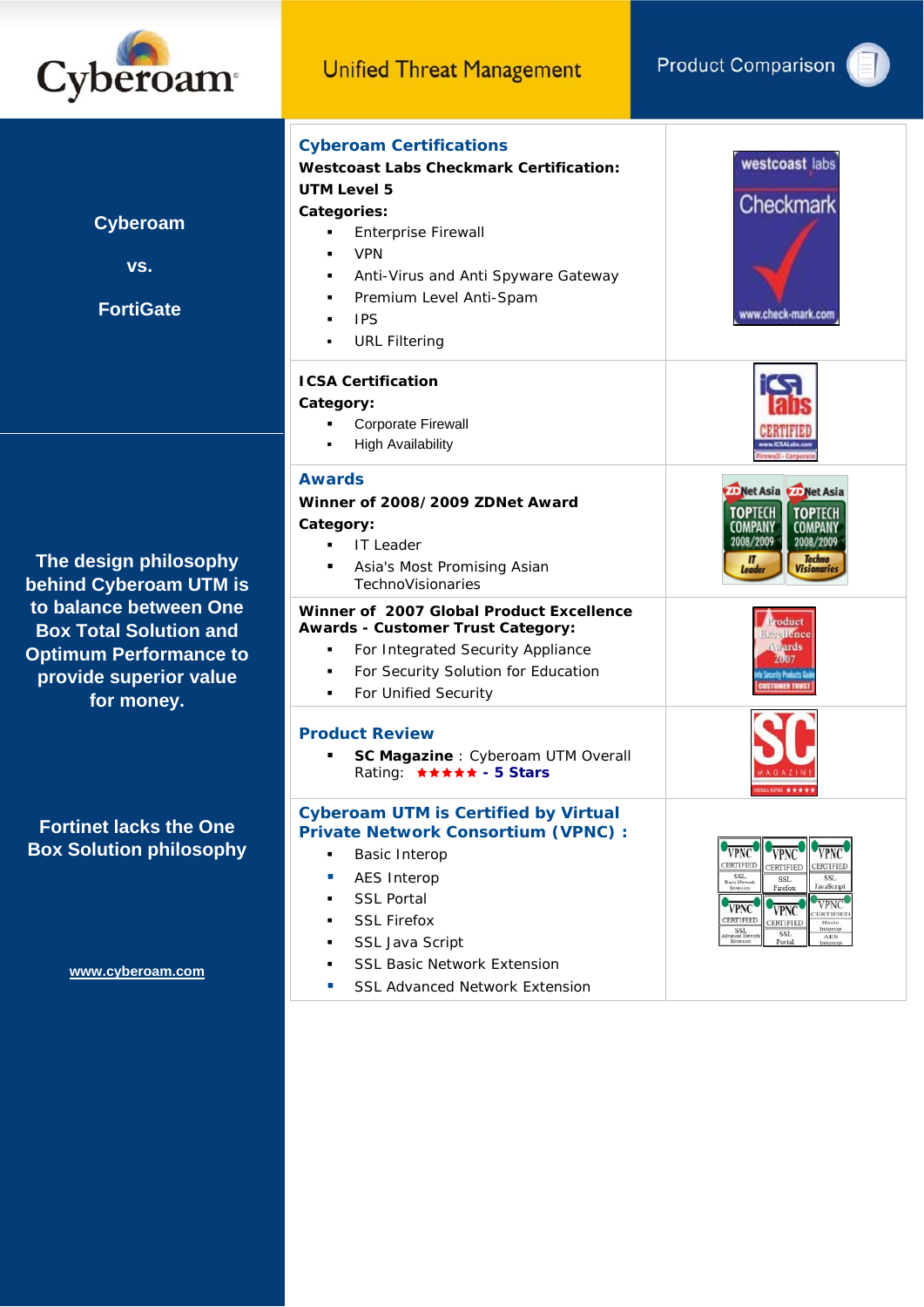Cyberoam

Unified Threat Management

Product Comparison

**Cyberoam**

**vs.**

**FortiGate**

**The design philosophy behind Cyberoam UTM is to balance between One Box Total Solution and Optimum Performance to provide superior value for money.**

**Fortinet lacks the One Box Solution philosophy**

www.cyberoam.com

## Cyberoam Certifications

**Westcoast Labs Checkmark Certification:**

**UTM Level 5**

**Categories:**

- Enterprise Firewall
- VPN
- Anti-Virus and Anti Spyware Gateway
- Premium Level Anti-Spam
- IPS
- URL Filtering

**ICSA Certification**

**Category:**

- Corporate Firewall
- High Availability

## Awards

**Winner of 2008/2009 ZDNet Award**

**Category:**

- IT Leader
- Asia's Most Promising Asian TechnoVisionaries

**Winner of 2007 Global Product Excellence Awards - Customer Trust Category:**

- For Integrated Security Appliance
- For Security Solution for Education
- For Unified Security

## Product Review

- **SC Magazine** : Cyberoam UTM Overall Rating: ★★★★★ - **5 Stars**

## Cyberoam UTM is Certified by Virtual Private Network Consortium (VPNC) :

- Basic Interop
- AES Interop
- SSL Portal
- SSL Firefox
- SSL Java Script
- SSL Basic Network Extension
- SSL Advanced Network Extension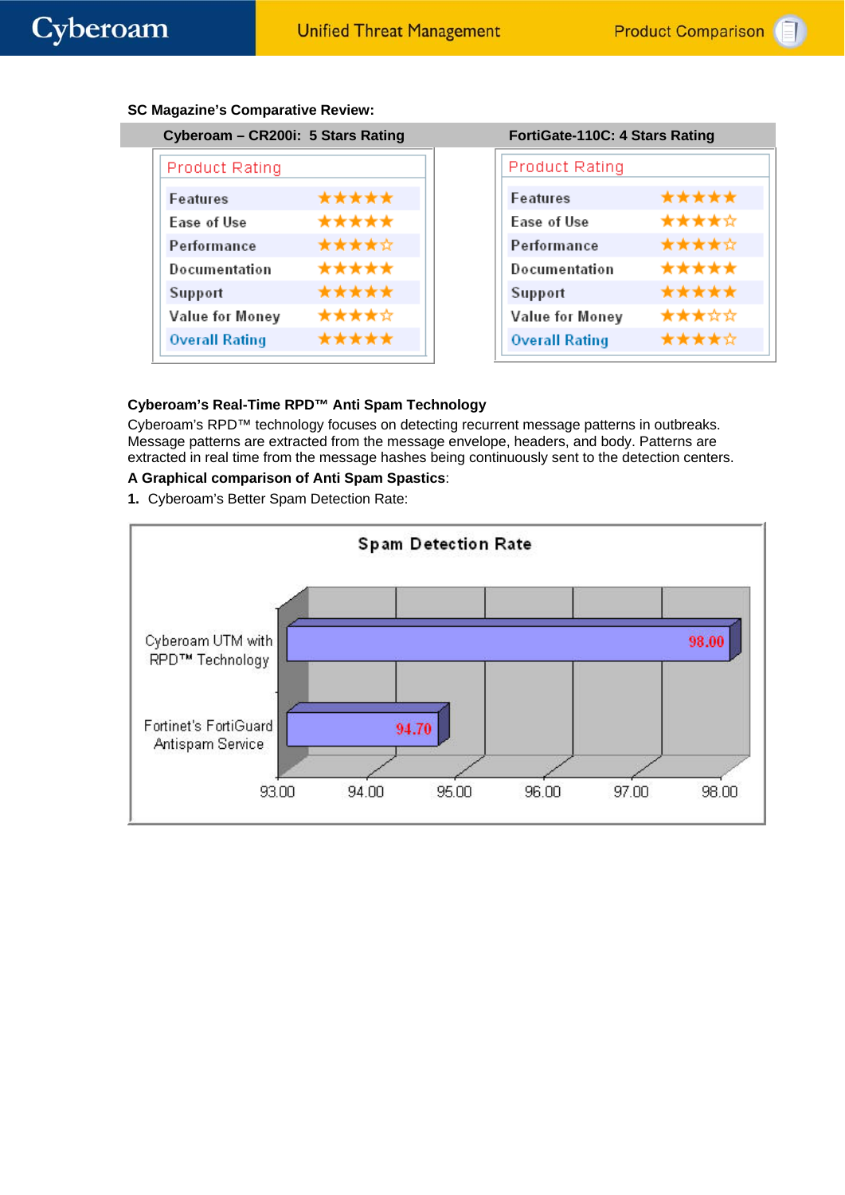**SC Magazine's Comparative Review:**

| Cyberoam – CR200i: 5 Stars Rating | | FortiGate-110C: 4 Stars Rating | |
|---|---|---|---|
| **Product Rating** | | **Product Rating** | |
| Features | ★★★★★ | Features | ★★★★★ |
| Ease of Use | ★★★★★ | Ease of Use | ★★★★☆ |
| Performance | ★★★★☆ | Performance | ★★★★☆ |
| Documentation | ★★★★★ | Documentation | ★★★★★ |
| Support | ★★★★★ | Support | ★★★★★ |
| Value for Money | ★★★★☆ | Value for Money | ★★★☆☆ |
| Overall Rating | ★★★★★ | Overall Rating | ★★★★☆ |

**Cyberoam's Real-Time RPD™ Anti Spam Technology**

Cyberoam's RPD™ technology focuses on detecting recurrent message patterns in outbreaks. Message patterns are extracted from the message envelope, headers, and body. Patterns are extracted in real time from the message hashes being continuously sent to the detection centers.

**A Graphical comparison of Anti Spam Spastics**:

1. Cyberoam's Better Spam Detection Rate:

**Spam Detection Rate**

| Product | Spam Detection Rate |
|---|---|
| Cyberoam UTM with RPD™ Technology | 98.00 |
| Fortinet's FortiGuard Antispam Service | 94.70 |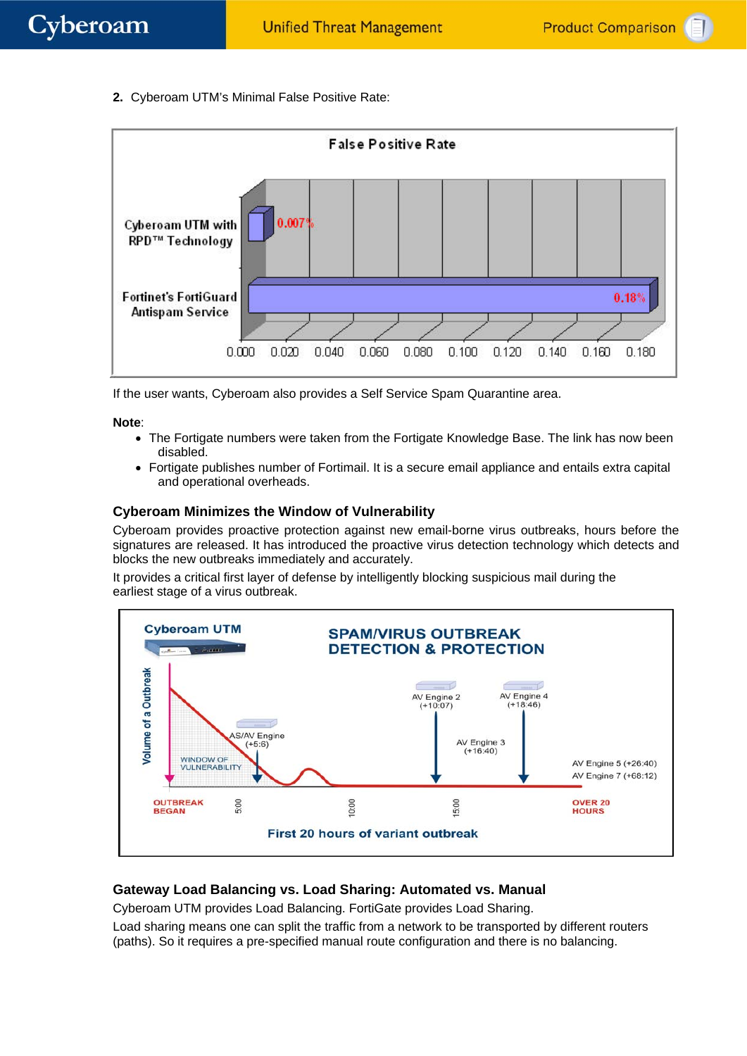**2.** Cyberoam UTM's Minimal False Positive Rate:

False Positive Rate

| | False Positive Rate |
|---|---|
| Cyberoam UTM with RPD™ Technology | 0.007% |
| Fortinet's FortiGuard Antispam Service | 0.18% |

If the user wants, Cyberoam also provides a Self Service Spam Quarantine area.

**Note**:

- The Fortigate numbers were taken from the Fortigate Knowledge Base. The link has now been disabled.
- Fortigate publishes number of Fortimail. It is a secure email appliance and entails extra capital and operational overheads.

### Cyberoam Minimizes the Window of Vulnerability

Cyberoam provides proactive protection against new email-borne virus outbreaks, hours before the signatures are released. It has introduced the proactive virus detection technology which detects and blocks the new outbreaks immediately and accurately.

It provides a critical first layer of defense by intelligently blocking suspicious mail during the earliest stage of a virus outbreak.

Cyberoam UTM

SPAM/VIRUS OUTBREAK DETECTION & PROTECTION

Volume of a Outbreak

WINDOW OF VULNERABILITY

AS/AV Engine (+5:6)

AV Engine 2 (+10:07)

AV Engine 3 (+16:40)

AV Engine 4 (+18:46)

AV Engine 5 (+26:40)

AV Engine 7 (+68:12)

OUTBREAK BEGAN — 5:00 — 10:00 — 15:00 — OVER 20 HOURS

First 20 hours of variant outbreak

### Gateway Load Balancing vs. Load Sharing: Automated vs. Manual

Cyberoam UTM provides Load Balancing. FortiGate provides Load Sharing.

Load sharing means one can split the traffic from a network to be transported by different routers (paths). So it requires a pre-specified manual route configuration and there is no balancing.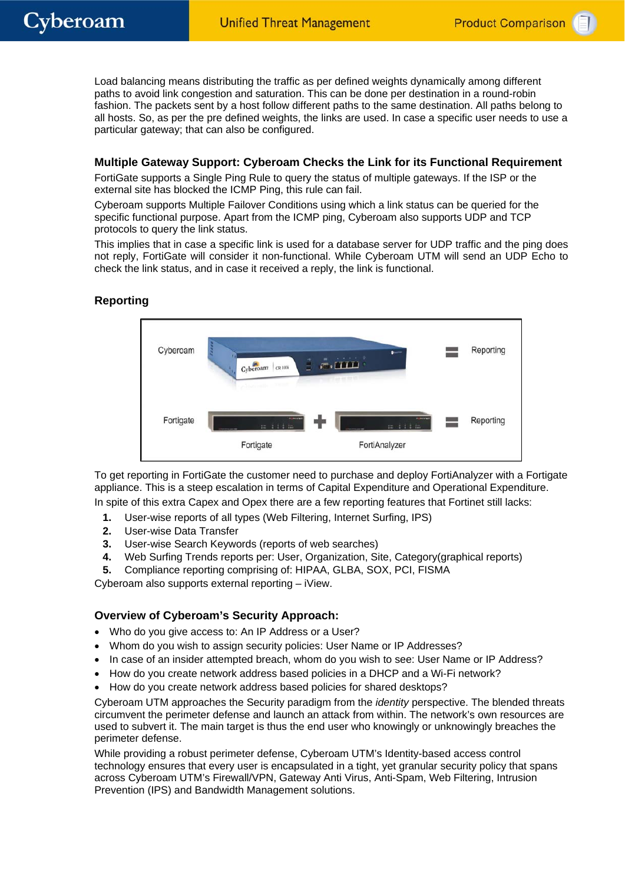Load balancing means distributing the traffic as per defined weights dynamically among different paths to avoid link congestion and saturation. This can be done per destination in a round-robin fashion. The packets sent by a host follow different paths to the same destination. All paths belong to all hosts. So, as per the pre defined weights, the links are used. In case a specific user needs to use a particular gateway; that can also be configured.

### Multiple Gateway Support: Cyberoam Checks the Link for its Functional Requirement

FortiGate supports a Single Ping Rule to query the status of multiple gateways. If the ISP or the external site has blocked the ICMP Ping, this rule can fail.

Cyberoam supports Multiple Failover Conditions using which a link status can be queried for the specific functional purpose. Apart from the ICMP ping, Cyberoam also supports UDP and TCP protocols to query the link status.

This implies that in case a specific link is used for a database server for UDP traffic and the ping does not reply, FortiGate will consider it non-functional. While Cyberoam UTM will send an UDP Echo to check the link status, and in case it received a reply, the link is functional.

### Reporting

To get reporting in FortiGate the customer need to purchase and deploy FortiAnalyzer with a Fortigate appliance. This is a steep escalation in terms of Capital Expenditure and Operational Expenditure.

In spite of this extra Capex and Opex there are a few reporting features that Fortinet still lacks:

1. User-wise reports of all types (Web Filtering, Internet Surfing, IPS)
2. User-wise Data Transfer
3. User-wise Search Keywords (reports of web searches)
4. Web Surfing Trends reports per: User, Organization, Site, Category(graphical reports)
5. Compliance reporting comprising of: HIPAA, GLBA, SOX, PCI, FISMA

Cyberoam also supports external reporting – iView.

### Overview of Cyberoam's Security Approach:

- Who do you give access to: An IP Address or a User?
- Whom do you wish to assign security policies: User Name or IP Addresses?
- In case of an insider attempted breach, whom do you wish to see: User Name or IP Address?
- How do you create network address based policies in a DHCP and a Wi-Fi network?
- How do you create network address based policies for shared desktops?

Cyberoam UTM approaches the Security paradigm from the *identity* perspective. The blended threats circumvent the perimeter defense and launch an attack from within. The network's own resources are used to subvert it. The main target is thus the end user who knowingly or unknowingly breaches the perimeter defense.

While providing a robust perimeter defense, Cyberoam UTM's Identity-based access control technology ensures that every user is encapsulated in a tight, yet granular security policy that spans across Cyberoam UTM's Firewall/VPN, Gateway Anti Virus, Anti-Spam, Web Filtering, Intrusion Prevention (IPS) and Bandwidth Management solutions.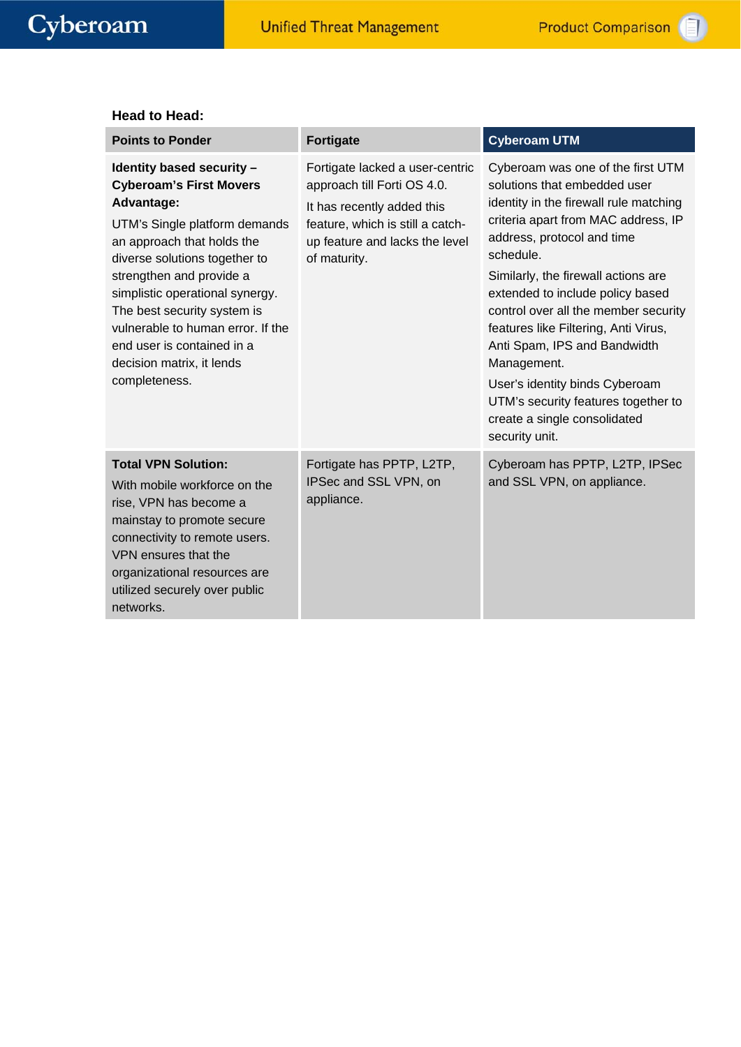**Head to Head:**

| Points to Ponder | Fortigate | Cyberoam UTM |
|---|---|---|
| **Identity based security – Cyberoam's First Movers Advantage:** UTM's Single platform demands an approach that holds the diverse solutions together to strengthen and provide a simplistic operational synergy. The best security system is vulnerable to human error. If the end user is contained in a decision matrix, it lends completeness. | Fortigate lacked a user-centric approach till Forti OS 4.0. It has recently added this feature, which is still a catch-up feature and lacks the level of maturity. | Cyberoam was one of the first UTM solutions that embedded user identity in the firewall rule matching criteria apart from MAC address, IP address, protocol and time schedule. Similarly, the firewall actions are extended to include policy based control over all the member security features like Filtering, Anti Virus, Anti Spam, IPS and Bandwidth Management. User's identity binds Cyberoam UTM's security features together to create a single consolidated security unit. |
| **Total VPN Solution:** With mobile workforce on the rise, VPN has become a mainstay to promote secure connectivity to remote users. VPN ensures that the organizational resources are utilized securely over public networks. | Fortigate has PPTP, L2TP, IPSec and SSL VPN, on appliance. | Cyberoam has PPTP, L2TP, IPSec and SSL VPN, on appliance. |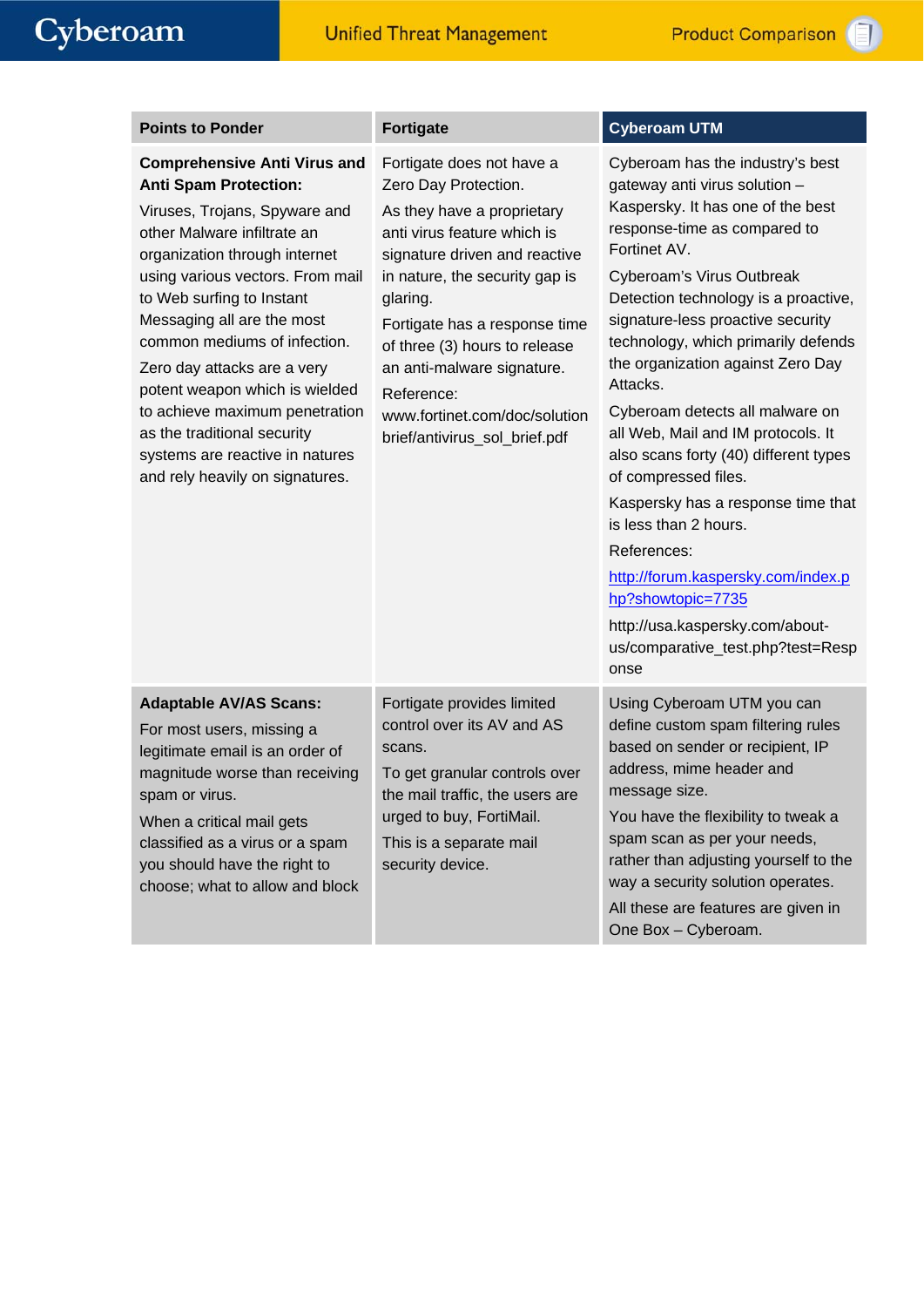| Points to Ponder | Fortigate | Cyberoam UTM |
| --- | --- | --- |
| **Comprehensive Anti Virus and Anti Spam Protection:**<br>Viruses, Trojans, Spyware and other Malware infiltrate an organization through internet using various vectors. From mail to Web surfing to Instant Messaging all are the most common mediums of infection.<br>Zero day attacks are a very potent weapon which is wielded to achieve maximum penetration as the traditional security systems are reactive in natures and rely heavily on signatures. | Fortigate does not have a Zero Day Protection.<br>As they have a proprietary anti virus feature which is signature driven and reactive in nature, the security gap is glaring.<br>Fortigate has a response time of three (3) hours to release an anti-malware signature.<br>Reference:<br>www.fortinet.com/doc/solutionbrief/antivirus_sol_brief.pdf | Cyberoam has the industry's best gateway anti virus solution – Kaspersky. It has one of the best response-time as compared to Fortinet AV.<br>Cyberoam's Virus Outbreak Detection technology is a proactive, signature-less proactive security technology, which primarily defends the organization against Zero Day Attacks.<br>Cyberoam detects all malware on all Web, Mail and IM protocols. It also scans forty (40) different types of compressed files.<br>Kaspersky has a response time that is less than 2 hours.<br>References:<br>http://forum.kaspersky.com/index.php?showtopic=7735<br>http://usa.kaspersky.com/about-us/comparative_test.php?test=Response |
| **Adaptable AV/AS Scans:**<br>For most users, missing a legitimate email is an order of magnitude worse than receiving spam or virus.<br>When a critical mail gets classified as a virus or a spam you should have the right to choose; what to allow and block | Fortigate provides limited control over its AV and AS scans.<br>To get granular controls over the mail traffic, the users are urged to buy, FortiMail.<br>This is a separate mail security device. | Using Cyberoam UTM you can define custom spam filtering rules based on sender or recipient, IP address, mime header and message size.<br>You have the flexibility to tweak a spam scan as per your needs, rather than adjusting yourself to the way a security solution operates.<br>All these are features are given in One Box – Cyberoam. |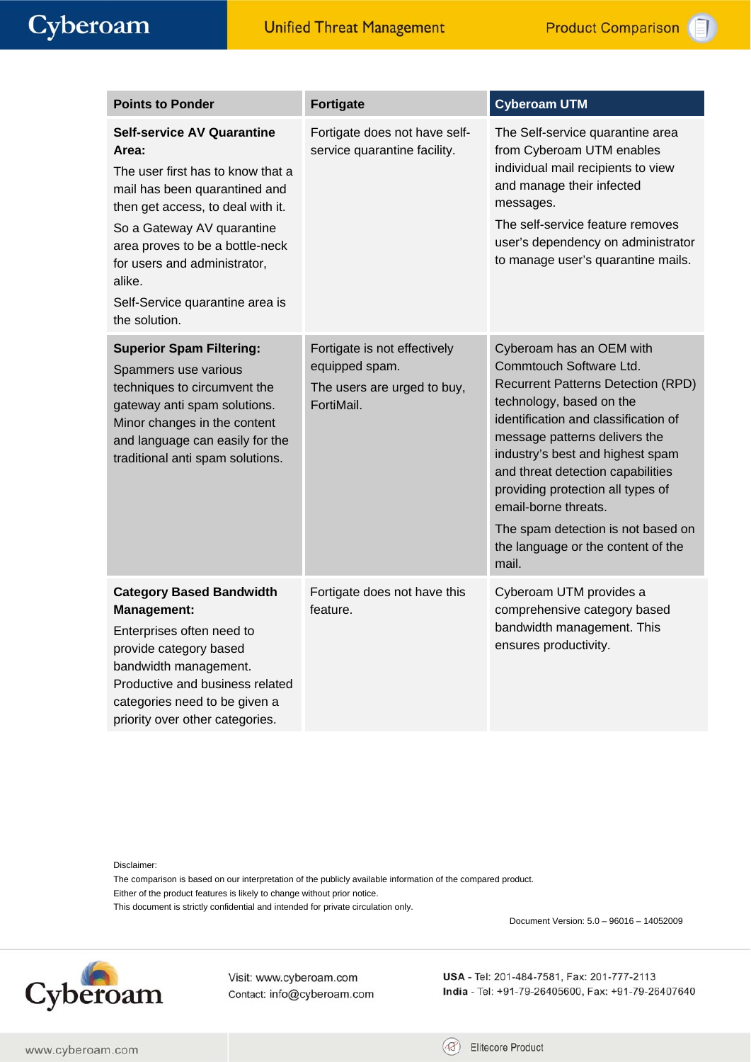| Points to Ponder | Fortigate | Cyberoam UTM |
|---|---|---|
| **Self-service AV Quarantine Area:** The user first has to know that a mail has been quarantined and then get access, to deal with it. So a Gateway AV quarantine area proves to be a bottle-neck for users and administrator, alike. Self-Service quarantine area is the solution. | Fortigate does not have self-service quarantine facility. | The Self-service quarantine area from Cyberoam UTM enables individual mail recipients to view and manage their infected messages. The self-service feature removes user's dependency on administrator to manage user's quarantine mails. |
| **Superior Spam Filtering:** Spammers use various techniques to circumvent the gateway anti spam solutions. Minor changes in the content and language can easily for the traditional anti spam solutions. | Fortigate is not effectively equipped spam. The users are urged to buy, FortiMail. | Cyberoam has an OEM with Commtouch Software Ltd. Recurrent Patterns Detection (RPD) technology, based on the identification and classification of message patterns delivers the industry's best and highest spam and threat detection capabilities providing protection all types of email-borne threats. The spam detection is not based on the language or the content of the mail. |
| **Category Based Bandwidth Management:** Enterprises often need to provide category based bandwidth management. Productive and business related categories need to be given a priority over other categories. | Fortigate does not have this feature. | Cyberoam UTM provides a comprehensive category based bandwidth management. This ensures productivity. |

Disclaimer:
The comparison is based on our interpretation of the publicly available information of the compared product.
Either of the product features is likely to change without prior notice.
This document is strictly confidential and intended for private circulation only.

Document Version: 5.0 – 96016 – 14052009

Visit: www.cyberoam.com
Contact: info@cyberoam.com

**USA** - Tel: 201-484-7581, Fax: 201-777-2113
**India** - Tel: +91-79-26405600, Fax: +91-79-26407640

Elitecore Product